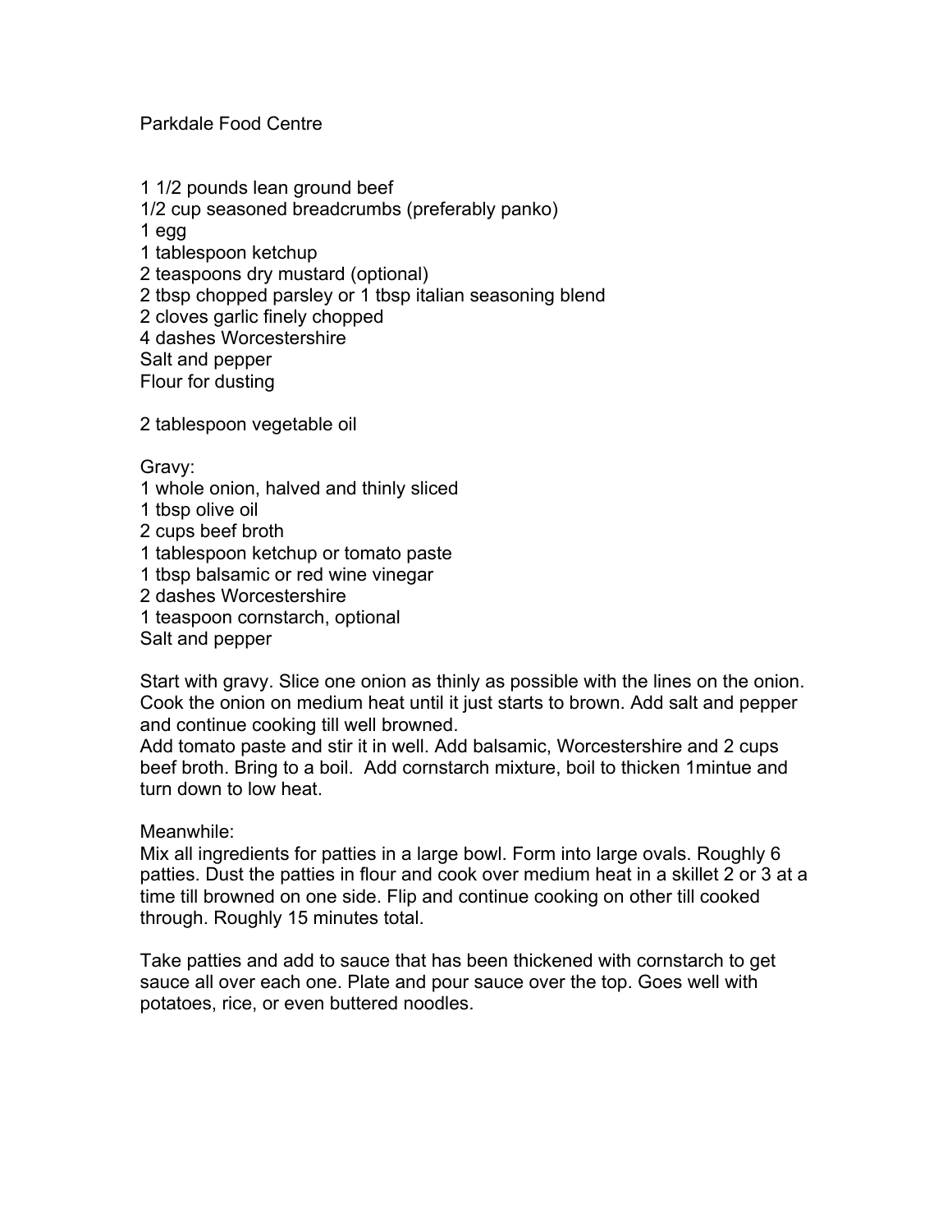Parkdale Food Centre

1 1/2 pounds lean ground beef
1/2 cup seasoned breadcrumbs (preferably panko)
1 egg
1 tablespoon ketchup
2 teaspoons dry mustard (optional)
2 tbsp chopped parsley or 1 tbsp italian seasoning blend
2 cloves garlic finely chopped
4 dashes Worcestershire
Salt and pepper
Flour for dusting

2 tablespoon vegetable oil

Gravy:
1 whole onion, halved and thinly sliced
1 tbsp olive oil
2 cups beef broth
1 tablespoon ketchup or tomato paste
1 tbsp balsamic or red wine vinegar
2 dashes Worcestershire
1 teaspoon cornstarch, optional
Salt and pepper

Start with gravy. Slice one onion as thinly as possible with the lines on the onion. Cook the onion on medium heat until it just starts to brown. Add salt and pepper and continue cooking till well browned.
Add tomato paste and stir it in well. Add balsamic, Worcestershire and 2 cups beef broth. Bring to a boil. Add cornstarch mixture, boil to thicken 1mintue and turn down to low heat.

Meanwhile:
Mix all ingredients for patties in a large bowl. Form into large ovals. Roughly 6 patties. Dust the patties in flour and cook over medium heat in a skillet 2 or 3 at a time till browned on one side. Flip and continue cooking on other till cooked through. Roughly 15 minutes total.

Take patties and add to sauce that has been thickened with cornstarch to get sauce all over each one. Plate and pour sauce over the top. Goes well with potatoes, rice, or even buttered noodles.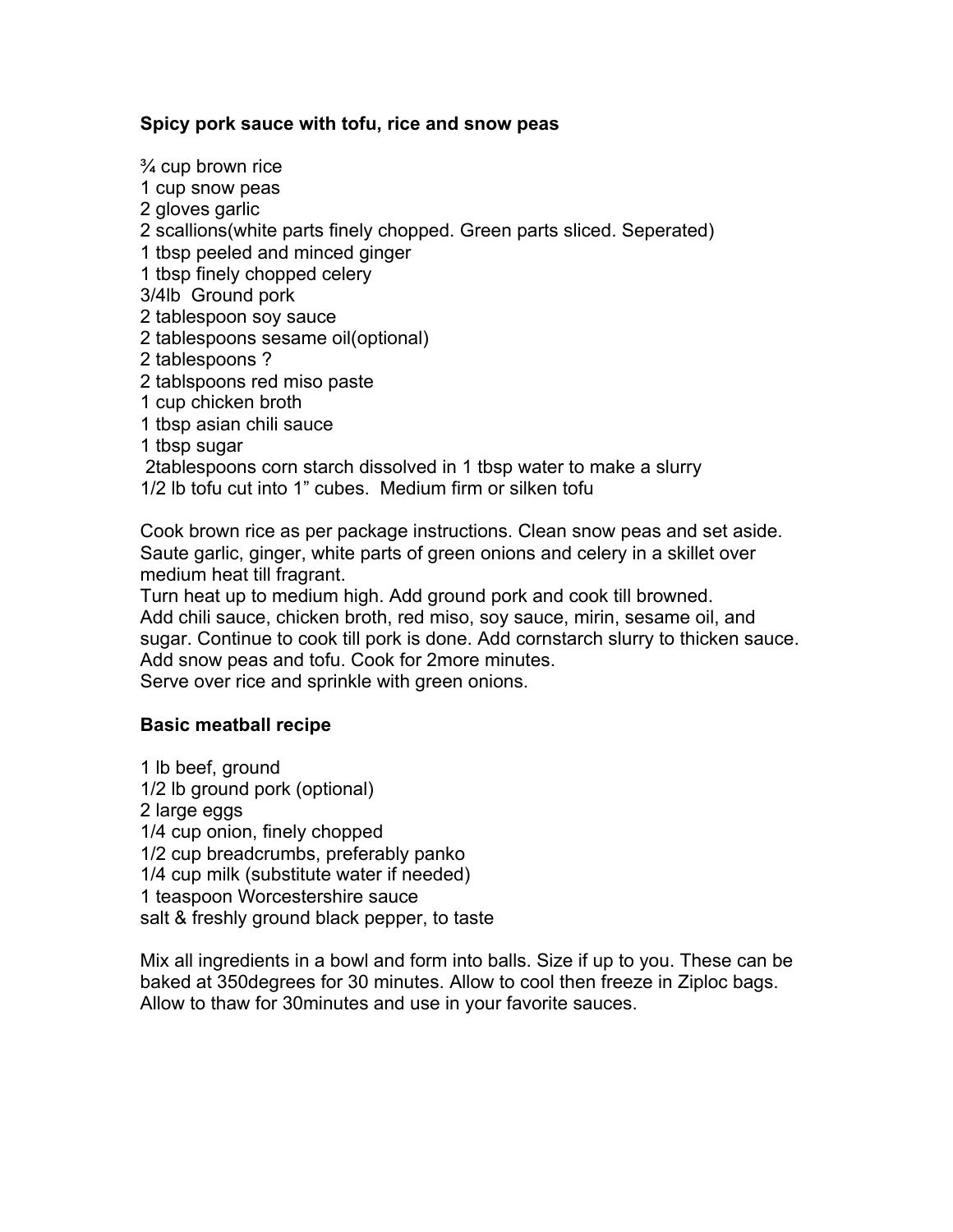**Spicy pork sauce with tofu, rice and snow peas**

¾ cup brown rice
1 cup snow peas
2 gloves garlic
2 scallions(white parts finely chopped. Green parts sliced. Seperated)
1 tbsp peeled and minced ginger
1 tbsp finely chopped celery
3/4lb  Ground pork
2 tablespoon soy sauce
2 tablespoons sesame oil(optional)
2 tablespoons ?
2 tablspoons red miso paste
1 cup chicken broth
1 tbsp asian chili sauce
1 tbsp sugar
2tablespoons corn starch dissolved in 1 tbsp water to make a slurry
1/2 lb tofu cut into 1" cubes.  Medium firm or silken tofu

Cook brown rice as per package instructions. Clean snow peas and set aside.
Saute garlic, ginger, white parts of green onions and celery in a skillet over medium heat till fragrant.
Turn heat up to medium high. Add ground pork and cook till browned.
Add chili sauce, chicken broth, red miso, soy sauce, mirin, sesame oil, and sugar. Continue to cook till pork is done. Add cornstarch slurry to thicken sauce.
Add snow peas and tofu. Cook for 2more minutes.
Serve over rice and sprinkle with green onions.

**Basic meatball recipe**

1 lb beef, ground
1/2 lb ground pork (optional)
2 large eggs
1/4 cup onion, finely chopped
1/2 cup breadcrumbs, preferably panko
1/4 cup milk (substitute water if needed)
1 teaspoon Worcestershire sauce
salt & freshly ground black pepper, to taste

Mix all ingredients in a bowl and form into balls. Size if up to you. These can be baked at 350degrees for 30 minutes. Allow to cool then freeze in Ziploc bags. Allow to thaw for 30minutes and use in your favorite sauces.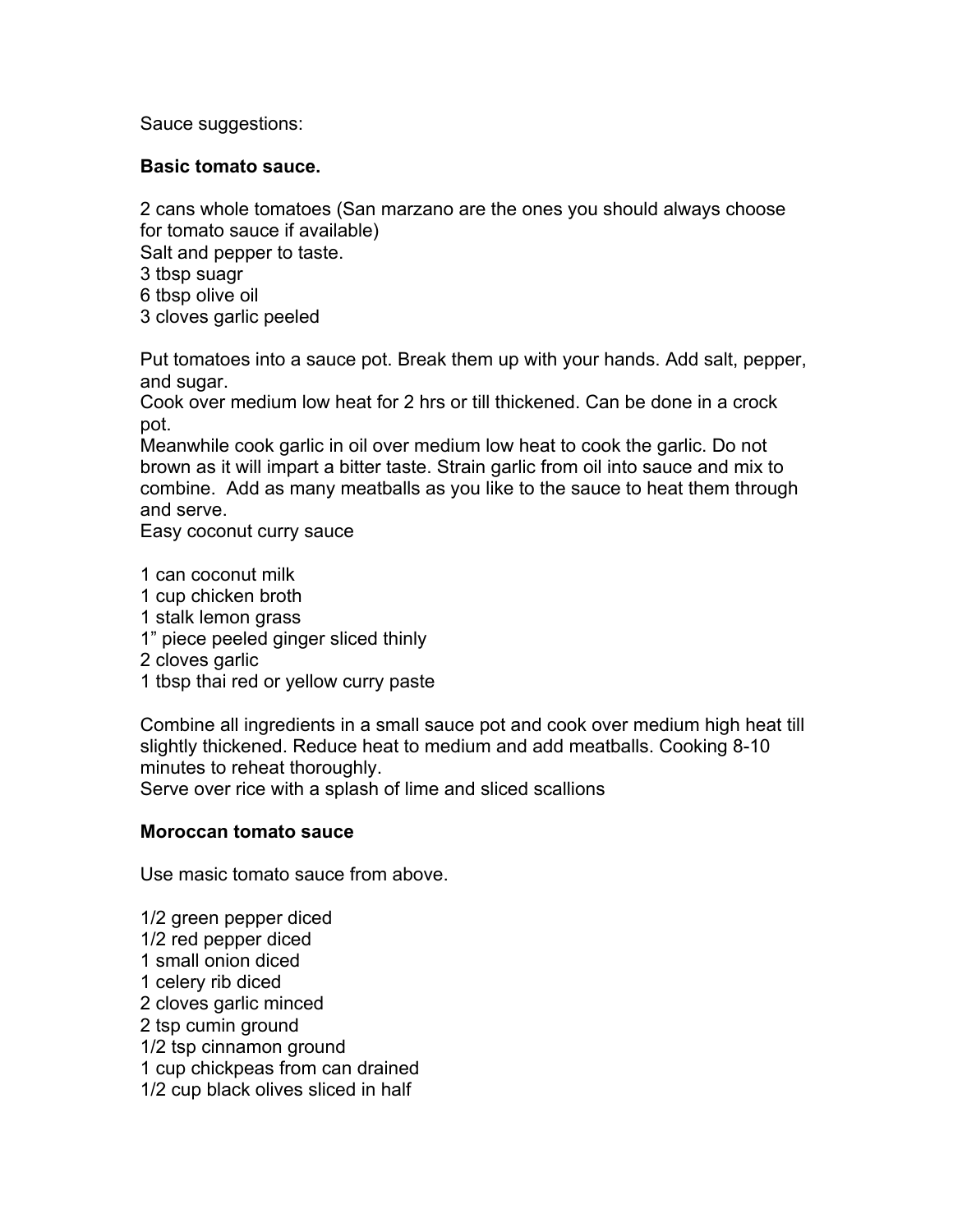Sauce suggestions:

**Basic tomato sauce.**

2 cans whole tomatoes (San marzano are the ones you should always choose for tomato sauce if available)
Salt and pepper to taste.
3 tbsp suagr
6 tbsp olive oil
3 cloves garlic peeled

Put tomatoes into a sauce pot. Break them up with your hands. Add salt, pepper, and sugar.
Cook over medium low heat for 2 hrs or till thickened. Can be done in a crock pot.
Meanwhile cook garlic in oil over medium low heat to cook the garlic. Do not brown as it will impart a bitter taste. Strain garlic from oil into sauce and mix to combine. Add as many meatballs as you like to the sauce to heat them through and serve.
Easy coconut curry sauce

1 can coconut milk
1 cup chicken broth
1 stalk lemon grass
1" piece peeled ginger sliced thinly
2 cloves garlic
1 tbsp thai red or yellow curry paste

Combine all ingredients in a small sauce pot and cook over medium high heat till slightly thickened. Reduce heat to medium and add meatballs. Cooking 8-10 minutes to reheat thoroughly.
Serve over rice with a splash of lime and sliced scallions

**Moroccan tomato sauce**

Use masic tomato sauce from above.

1/2 green pepper diced
1/2 red pepper diced
1 small onion diced
1 celery rib diced
2 cloves garlic minced
2 tsp cumin ground
1/2 tsp cinnamon ground
1 cup chickpeas from can drained
1/2 cup black olives sliced in half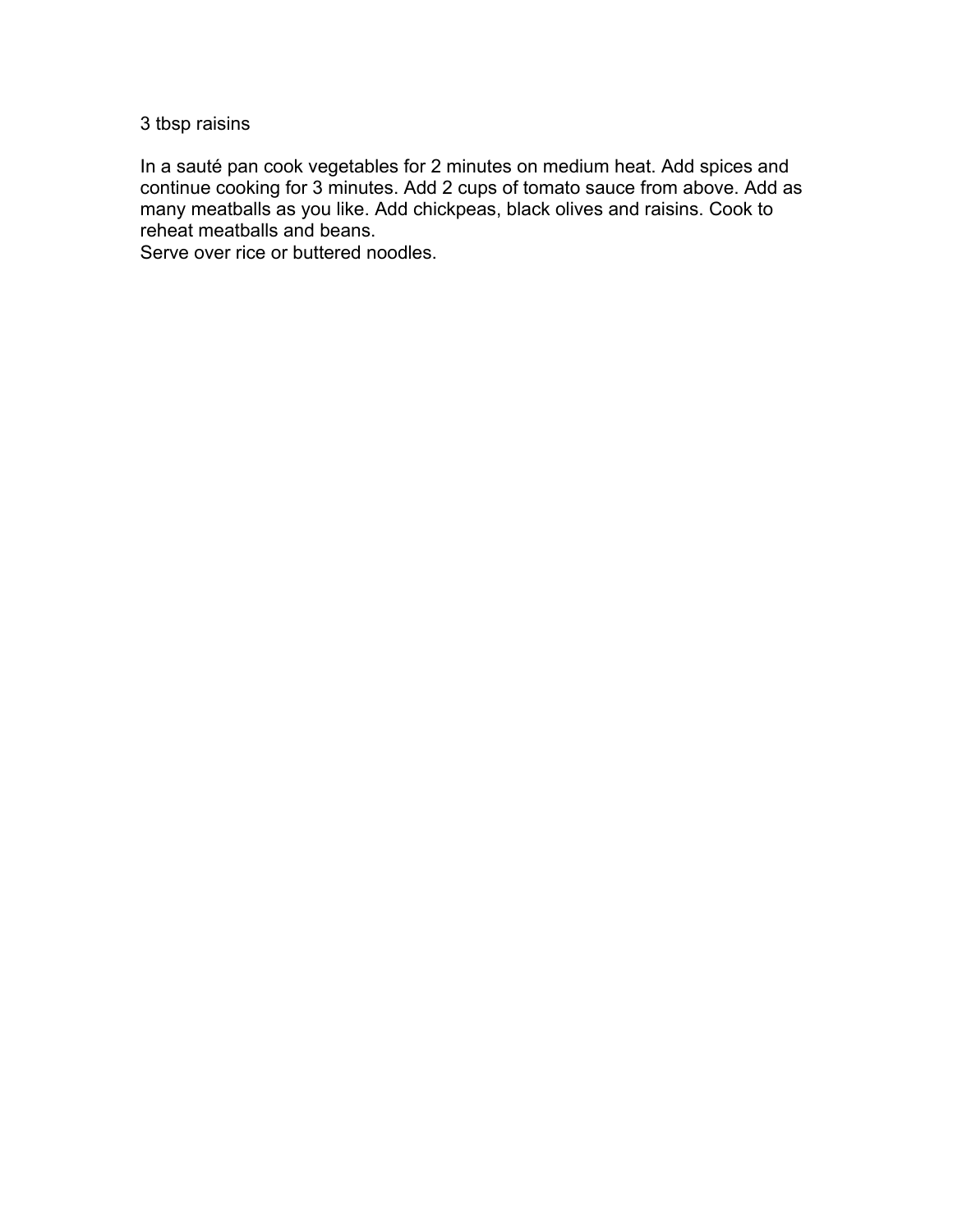3 tbsp raisins

In a sauté pan cook vegetables for 2 minutes on medium heat. Add spices and continue cooking for 3 minutes. Add 2 cups of tomato sauce from above. Add as many meatballs as you like. Add chickpeas, black olives and raisins. Cook to reheat meatballs and beans.
Serve over rice or buttered noodles.